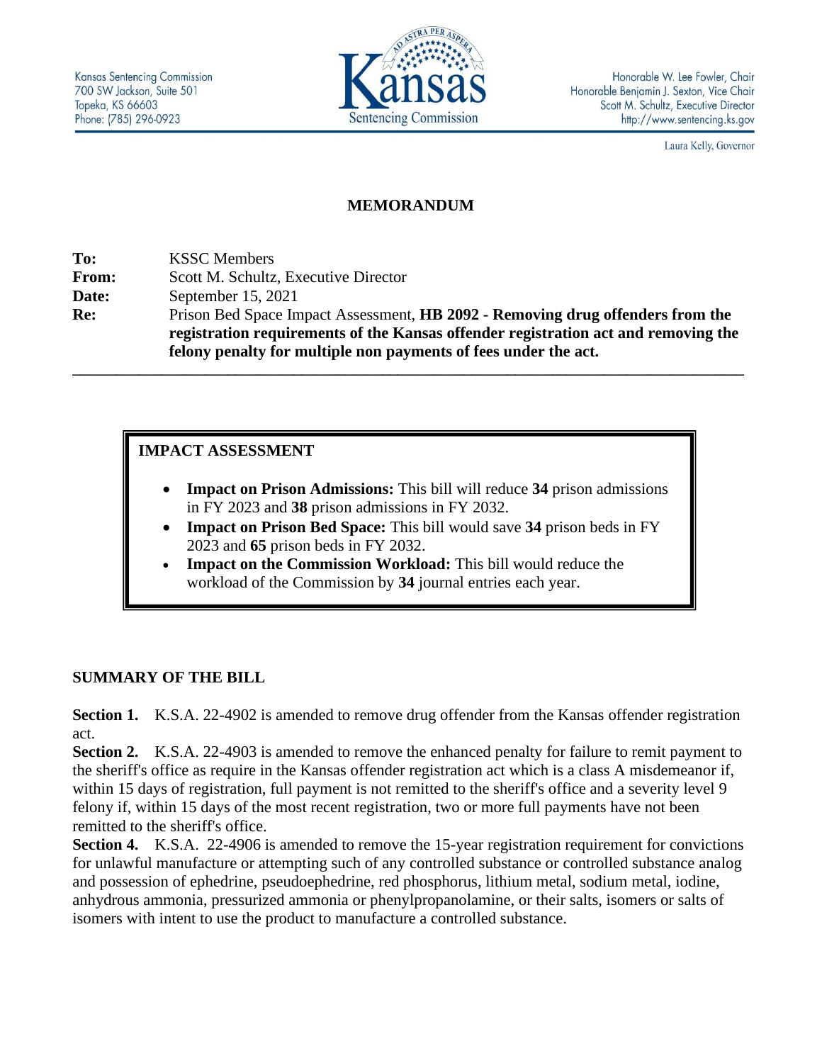Kansas Sentencing Commission
700 SW Jackson, Suite 501
Topeka, KS 66603
Phone: (785) 296-0923

Honorable W. Lee Fowler, Chair
Honorable Benjamin J. Sexton, Vice Chair
Scott M. Schultz, Executive Director
http://www.sentencing.ks.gov

Laura Kelly, Governor

# MEMORANDUM

**To:** KSSC Members
**From:** Scott M. Schultz, Executive Director
**Date:** September 15, 2021
**Re:** Prison Bed Space Impact Assessment, **HB 2092 - Removing drug offenders from the registration requirements of the Kansas offender registration act and removing the felony penalty for multiple non payments of fees under the act.**

---

## IMPACT ASSESSMENT

- **Impact on Prison Admissions:** This bill will reduce **34** prison admissions in FY 2023 and **38** prison admissions in FY 2032.
- **Impact on Prison Bed Space:** This bill would save **34** prison beds in FY 2023 and **65** prison beds in FY 2032.
- **Impact on the Commission Workload:** This bill would reduce the workload of the Commission by **34** journal entries each year.

## SUMMARY OF THE BILL

**Section 1.** K.S.A. 22-4902 is amended to remove drug offender from the Kansas offender registration act.

**Section 2.** K.S.A. 22-4903 is amended to remove the enhanced penalty for failure to remit payment to the sheriff's office as require in the Kansas offender registration act which is a class A misdemeanor if, within 15 days of registration, full payment is not remitted to the sheriff's office and a severity level 9 felony if, within 15 days of the most recent registration, two or more full payments have not been remitted to the sheriff's office.

**Section 4.** K.S.A. 22-4906 is amended to remove the 15-year registration requirement for convictions for unlawful manufacture or attempting such of any controlled substance or controlled substance analog and possession of ephedrine, pseudoephedrine, red phosphorus, lithium metal, sodium metal, iodine, anhydrous ammonia, pressurized ammonia or phenylpropanolamine, or their salts, isomers or salts of isomers with intent to use the product to manufacture a controlled substance.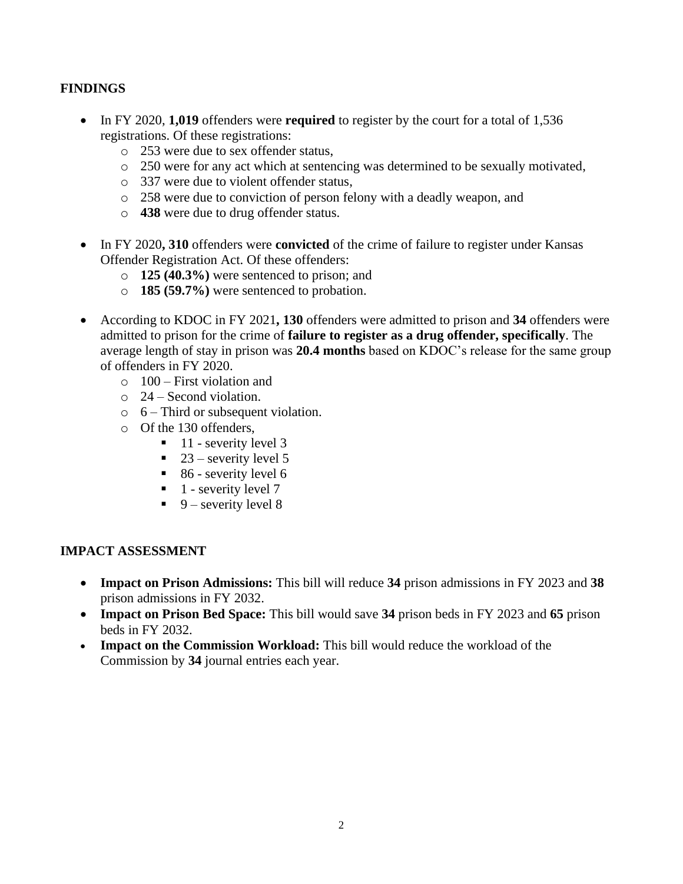## FINDINGS

- In FY 2020, **1,019** offenders were **required** to register by the court for a total of 1,536 registrations. Of these registrations:
  - 253 were due to sex offender status,
  - 250 were for any act which at sentencing was determined to be sexually motivated,
  - 337 were due to violent offender status,
  - 258 were due to conviction of person felony with a deadly weapon, and
  - **438** were due to drug offender status.
- In FY 2020**, 310** offenders were **convicted** of the crime of failure to register under Kansas Offender Registration Act. Of these offenders:
  - **125 (40.3%)** were sentenced to prison; and
  - **185 (59.7%)** were sentenced to probation.
- According to KDOC in FY 2021**, 130** offenders were admitted to prison and **34** offenders were admitted to prison for the crime of **failure to register as a drug offender, specifically**. The average length of stay in prison was **20.4 months** based on KDOC's release for the same group of offenders in FY 2020.
  - 100 – First violation and
  - 24 – Second violation.
  - 6 – Third or subsequent violation.
  - Of the 130 offenders,
    - 11 - severity level 3
    - 23 – severity level 5
    - 86 - severity level 6
    - 1 - severity level 7
    - 9 – severity level 8

## IMPACT ASSESSMENT

- **Impact on Prison Admissions:** This bill will reduce **34** prison admissions in FY 2023 and **38** prison admissions in FY 2032.
- **Impact on Prison Bed Space:** This bill would save **34** prison beds in FY 2023 and **65** prison beds in FY 2032.
- **Impact on the Commission Workload:** This bill would reduce the workload of the Commission by **34** journal entries each year.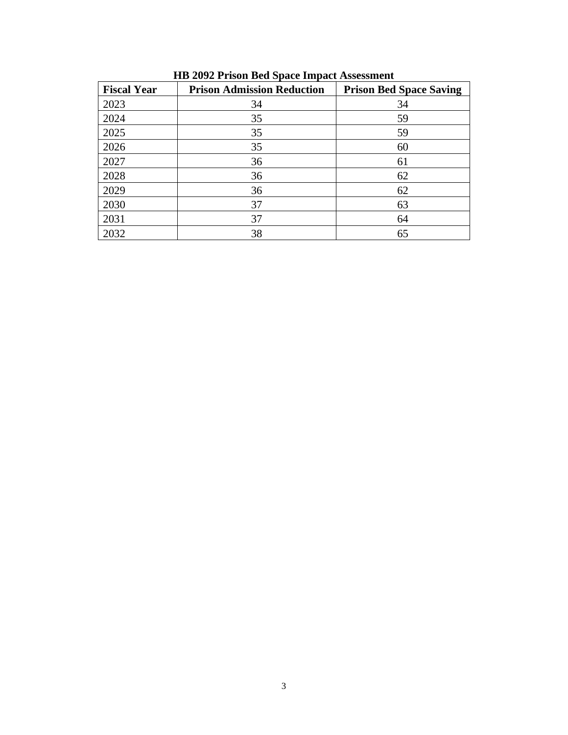**HB 2092 Prison Bed Space Impact Assessment**

| Fiscal Year | Prison Admission Reduction | Prison Bed Space Saving |
|---|---|---|
| 2023 | 34 | 34 |
| 2024 | 35 | 59 |
| 2025 | 35 | 59 |
| 2026 | 35 | 60 |
| 2027 | 36 | 61 |
| 2028 | 36 | 62 |
| 2029 | 36 | 62 |
| 2030 | 37 | 63 |
| 2031 | 37 | 64 |
| 2032 | 38 | 65 |